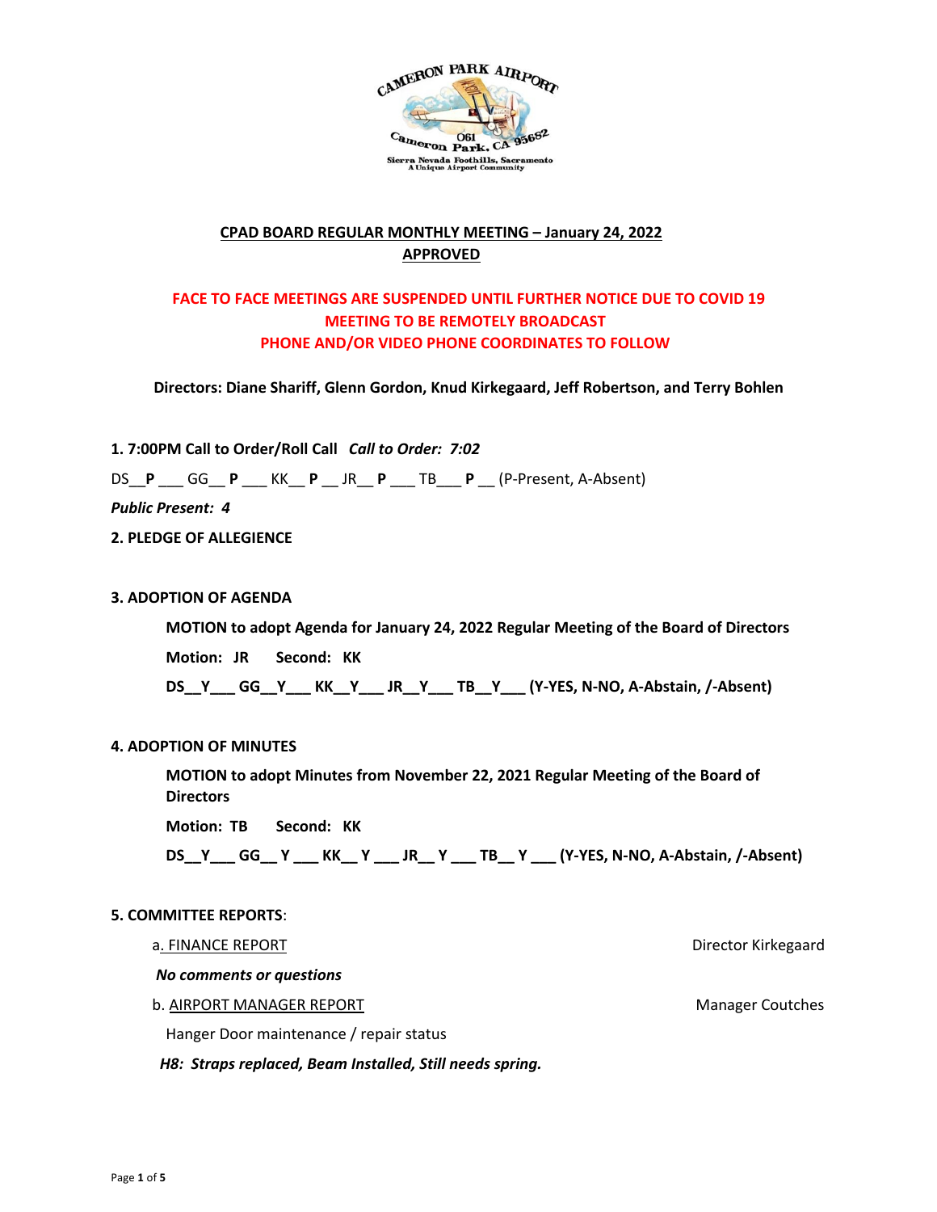**CPAD BOARD REGULAR MONTHLY MEETING – January 24, 2022**
**APPROVED**

**FACE TO FACE MEETINGS ARE SUSPENDED UNTIL FURTHER NOTICE DUE TO COVID 19**
**MEETING TO BE REMOTELY BROADCAST**
**PHONE AND/OR VIDEO PHONE COORDINATES TO FOLLOW**

**Directors: Diane Shariff, Glenn Gordon, Knud Kirkegaard, Jeff Robertson, and Terry Bohlen**

**1. 7:00PM Call to Order/Roll Call** ***Call to Order: 7:02***

DS__**P**___ GG__**P**___ KK__**P**__ JR__**P**___ TB___**P**__ (P-Present, A-Absent)

***Public Present: 4***

**2. PLEDGE OF ALLEGIENCE**

**3. ADOPTION OF AGENDA**

**MOTION to adopt Agenda for January 24, 2022 Regular Meeting of the Board of Directors**

**Motion: JR Second: KK**

**DS__Y___ GG__Y___ KK__Y___ JR__Y___ TB__Y___ (Y-YES, N-NO, A-Abstain, /-Absent)**

**4. ADOPTION OF MINUTES**

**MOTION to adopt Minutes from November 22, 2021 Regular Meeting of the Board of Directors**

**Motion: TB Second: KK**

**DS__Y___ GG__ Y ___ KK__ Y ___ JR__ Y ___ TB__ Y ___ (Y-YES, N-NO, A-Abstain, /-Absent)**

**5. COMMITTEE REPORTS**:

a. FINANCE REPORT — Director Kirkegaard

***No comments or questions***

b. AIRPORT MANAGER REPORT — Manager Coutches

Hanger Door maintenance / repair status

***H8: Straps replaced, Beam Installed, Still needs spring.***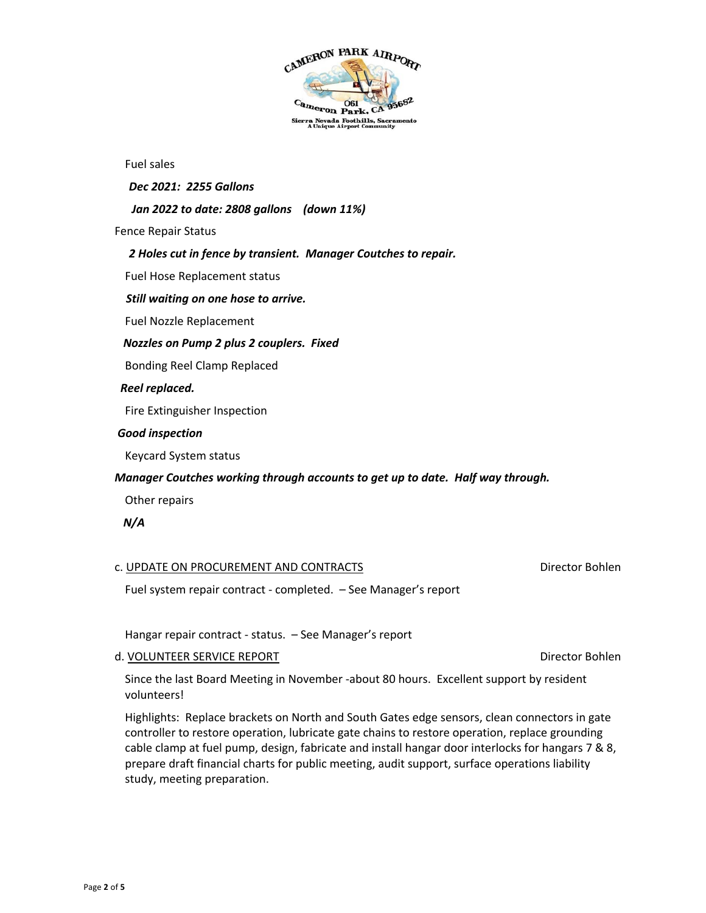Fuel sales

***Dec 2021: 2255 Gallons***

***Jan 2022 to date: 2808 gallons (down 11%)***

Fence Repair Status

***2 Holes cut in fence by transient. Manager Coutches to repair.***

Fuel Hose Replacement status

***Still waiting on one hose to arrive.***

Fuel Nozzle Replacement

***Nozzles on Pump 2 plus 2 couplers. Fixed***

Bonding Reel Clamp Replaced

***Reel replaced.***

Fire Extinguisher Inspection

***Good inspection***

Keycard System status

***Manager Coutches working through accounts to get up to date. Half way through.***

Other repairs

***N/A***

c. UPDATE ON PROCUREMENT AND CONTRACTS — Director Bohlen

Fuel system repair contract - completed. – See Manager's report

Hangar repair contract - status. – See Manager's report

d. VOLUNTEER SERVICE REPORT — Director Bohlen

Since the last Board Meeting in November -about 80 hours. Excellent support by resident volunteers!

Highlights: Replace brackets on North and South Gates edge sensors, clean connectors in gate controller to restore operation, lubricate gate chains to restore operation, replace grounding cable clamp at fuel pump, design, fabricate and install hangar door interlocks for hangars 7 & 8, prepare draft financial charts for public meeting, audit support, surface operations liability study, meeting preparation.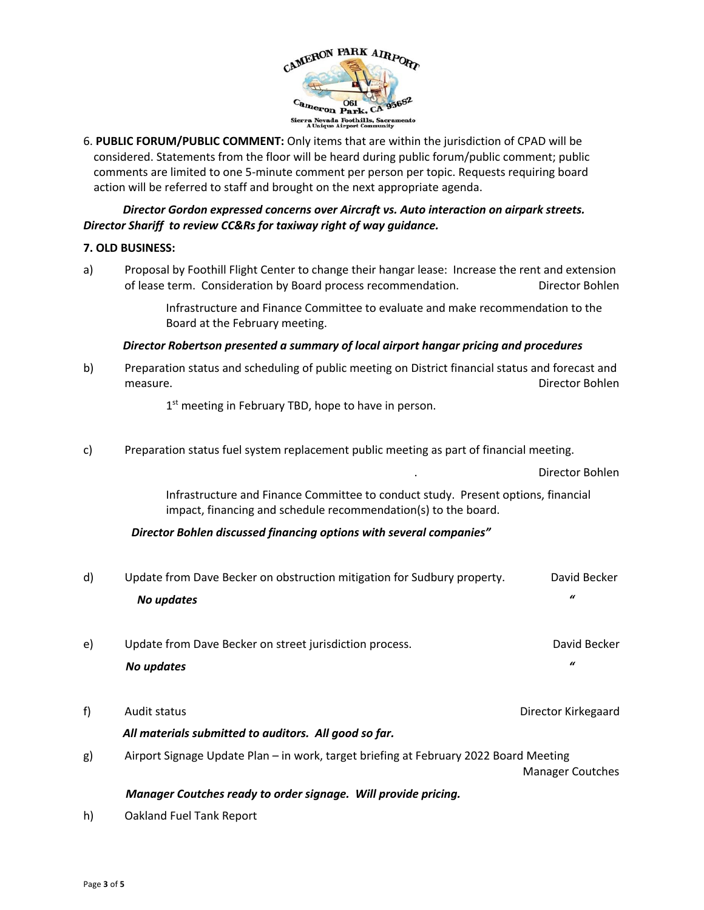6. **PUBLIC FORUM/PUBLIC COMMENT:** Only items that are within the jurisdiction of CPAD will be considered. Statements from the floor will be heard during public forum/public comment; public comments are limited to one 5-minute comment per person per topic. Requests requiring board action will be referred to staff and brought on the next appropriate agenda.

***Director Gordon expressed concerns over Aircraft vs. Auto interaction on airpark streets. Director Shariff to review CC&Rs for taxiway right of way guidance.***

**7. OLD BUSINESS:**

a) Proposal by Foothill Flight Center to change their hangar lease: Increase the rent and extension of lease term. Consideration by Board process recommendation. Director Bohlen

Infrastructure and Finance Committee to evaluate and make recommendation to the Board at the February meeting.

***Director Robertson presented a summary of local airport hangar pricing and procedures***

b) Preparation status and scheduling of public meeting on District financial status and forecast and measure. Director Bohlen

1st meeting in February TBD, hope to have in person.

c) Preparation status fuel system replacement public meeting as part of financial meeting.

. Director Bohlen

Infrastructure and Finance Committee to conduct study. Present options, financial impact, financing and schedule recommendation(s) to the board.

***Director Bohlen discussed financing options with several companies"***

d) Update from Dave Becker on obstruction mitigation for Sudbury property. David Becker

***No updates*** "

e) Update from Dave Becker on street jurisdiction process. David Becker

***No updates*** "

f) Audit status Director Kirkegaard

***All materials submitted to auditors. All good so far.***

g) Airport Signage Update Plan – in work, target briefing at February 2022 Board Meeting Manager Coutches

***Manager Coutches ready to order signage. Will provide pricing.***

h) Oakland Fuel Tank Report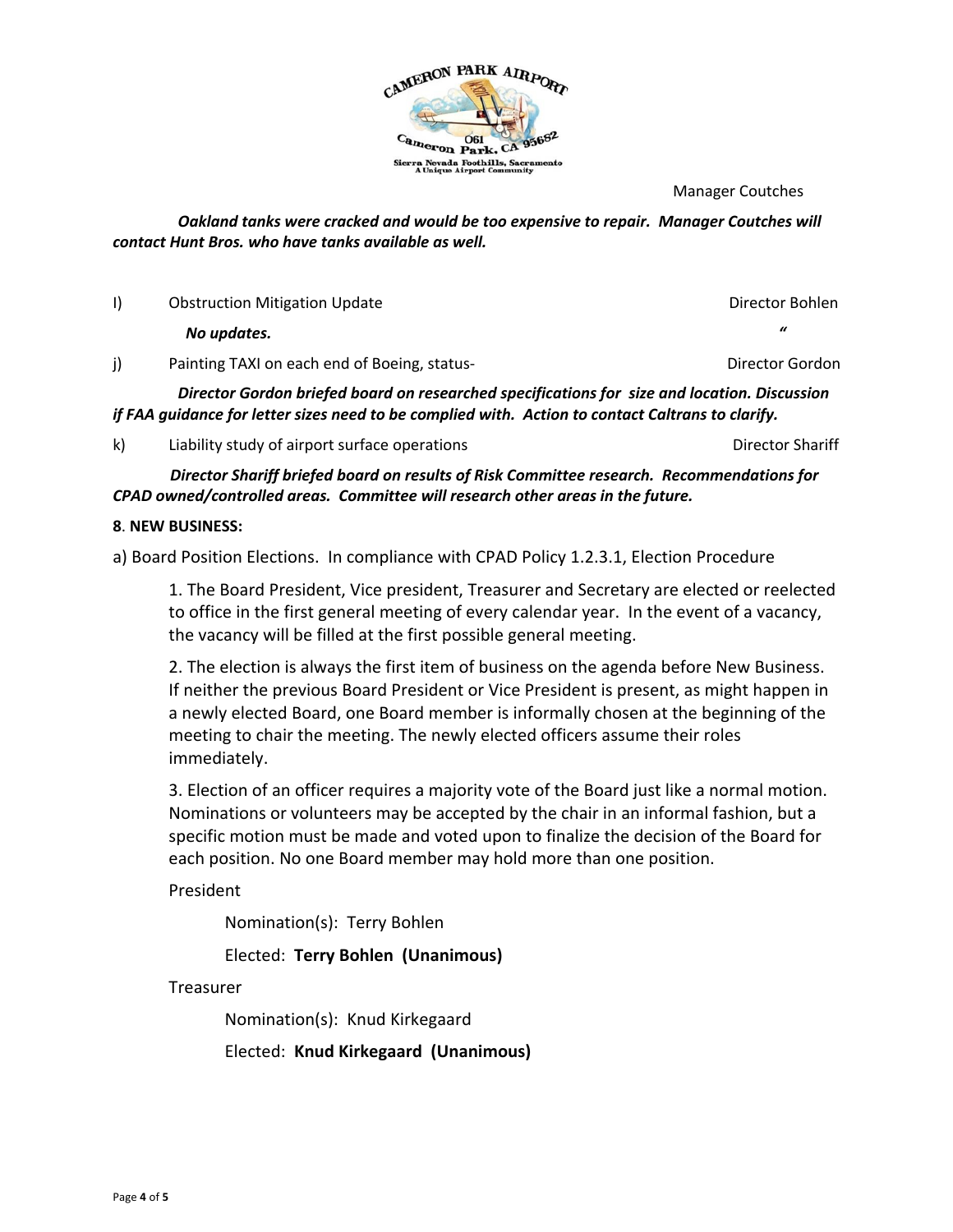Manager Couthes

***Oakland tanks were cracked and would be too expensive to repair. Manager Coutches will contact Hunt Bros. who have tanks available as well.***

l) Obstruction Mitigation Update — Director Bohlen

***No updates.*** "

j) Painting TAXI on each end of Boeing, status- — Director Gordon

***Director Gordon briefed board on researched specifications for size and location. Discussion if FAA guidance for letter sizes need to be complied with. Action to contact Caltrans to clarify.***

k) Liability study of airport surface operations — Director Shariff

***Director Shariff briefed board on results of Risk Committee research. Recommendations for CPAD owned/controlled areas. Committee will research other areas in the future.***

**8**. **NEW BUSINESS:**

a) Board Position Elections. In compliance with CPAD Policy 1.2.3.1, Election Procedure

1. The Board President, Vice president, Treasurer and Secretary are elected or reelected to office in the first general meeting of every calendar year. In the event of a vacancy, the vacancy will be filled at the first possible general meeting.

2. The election is always the first item of business on the agenda before New Business. If neither the previous Board President or Vice President is present, as might happen in a newly elected Board, one Board member is informally chosen at the beginning of the meeting to chair the meeting. The newly elected officers assume their roles immediately.

3. Election of an officer requires a majority vote of the Board just like a normal motion. Nominations or volunteers may be accepted by the chair in an informal fashion, but a specific motion must be made and voted upon to finalize the decision of the Board for each position. No one Board member may hold more than one position.

President

Nomination(s): Terry Bohlen

Elected: **Terry Bohlen (Unanimous)**

Treasurer

Nomination(s): Knud Kirkegaard

Elected: **Knud Kirkegaard (Unanimous)**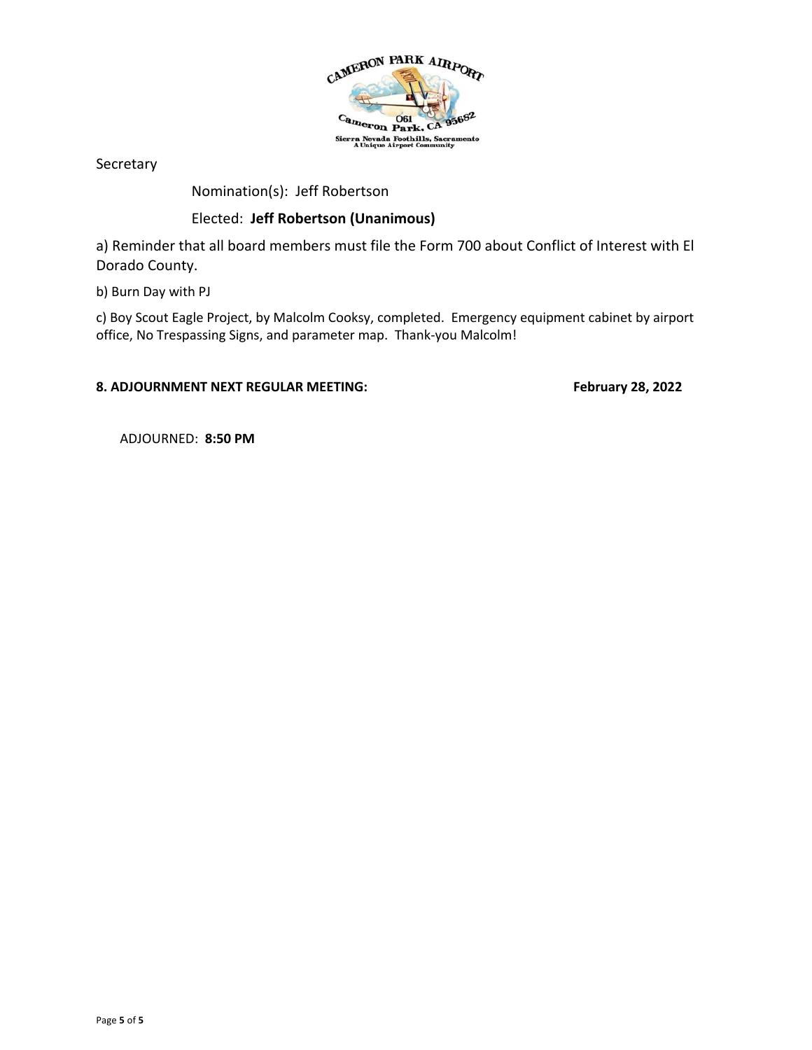Secretary

Nomination(s): Jeff Robertson

Elected: **Jeff Robertson (Unanimous)**

a) Reminder that all board members must file the Form 700 about Conflict of Interest with El Dorado County.

b) Burn Day with PJ

c) Boy Scout Eagle Project, by Malcolm Cooksy, completed. Emergency equipment cabinet by airport office, No Trespassing Signs, and parameter map. Thank-you Malcolm!

**8. ADJOURNMENT NEXT REGULAR MEETING: February 28, 2022**

ADJOURNED: **8:50 PM**